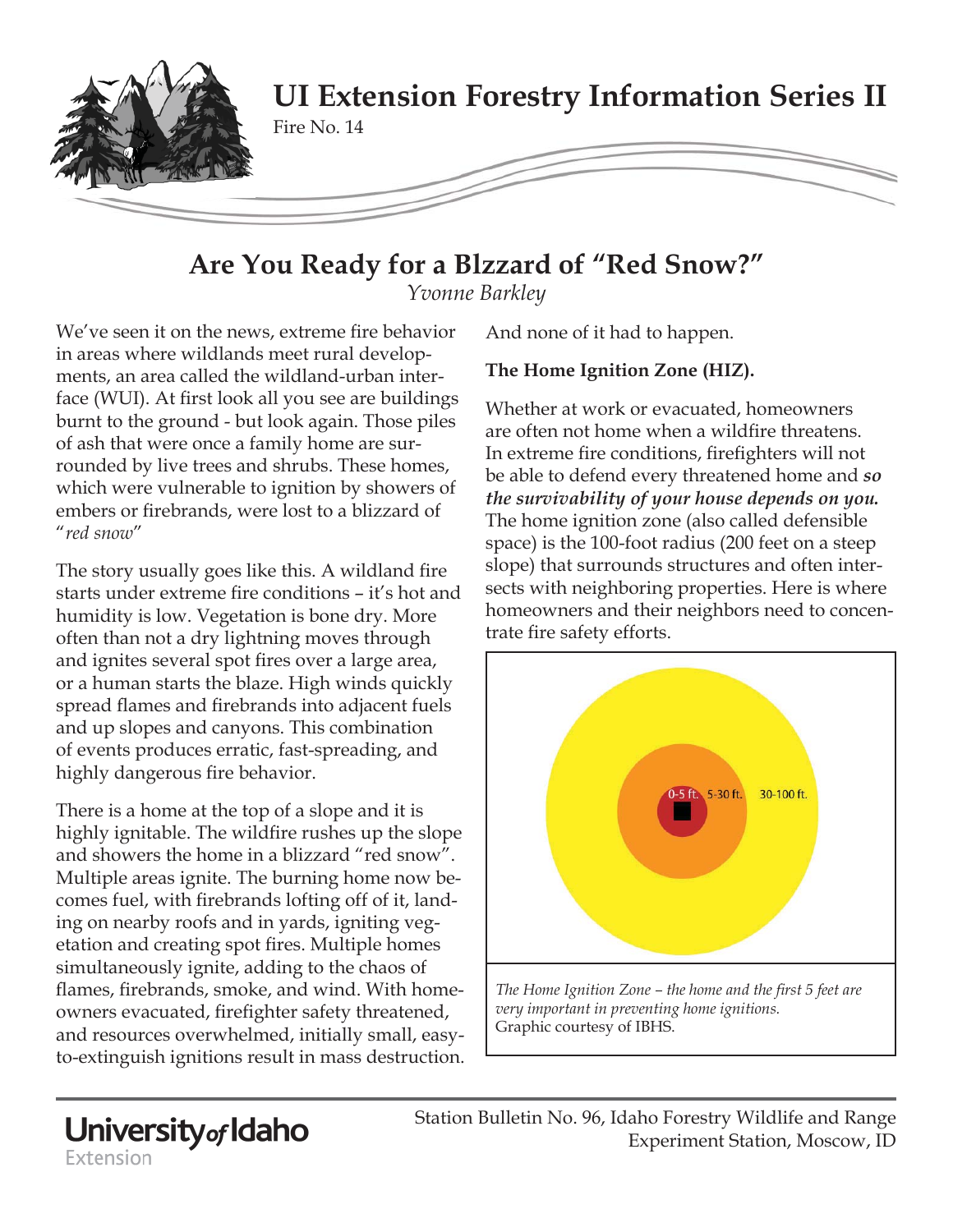# UI Extension Forestry Information Series II

Fire No. 14

## Are You Ready for a Blzzard of "Red Snow?"

*Yvonne Barkley*

We've seen it on the news, extreme fire behavior in areas where wildlands meet rural developments, an area called the wildland-urban interface (WUI). At first look all you see are buildings burnt to the ground - but look again. Those piles of ash that were once a family home are surrounded by live trees and shrubs. These homes, which were vulnerable to ignition by showers of embers or firebrands, were lost to a blizzard of "*red snow*"

The story usually goes like this. A wildland fire starts under extreme fire conditions – it's hot and humidity is low. Vegetation is bone dry. More often than not a dry lightning moves through and ignites several spot fires over a large area, or a human starts the blaze. High winds quickly spread flames and firebrands into adjacent fuels and up slopes and canyons. This combination of events produces erratic, fast-spreading, and highly dangerous fire behavior.

There is a home at the top of a slope and it is highly ignitable. The wildfire rushes up the slope and showers the home in a blizzard "red snow". Multiple areas ignite. The burning home now becomes fuel, with firebrands lofting off of it, landing on nearby roofs and in yards, igniting vegetation and creating spot fires. Multiple homes simultaneously ignite, adding to the chaos of flames, firebrands, smoke, and wind. With homeowners evacuated, firefighter safety threatened, and resources overwhelmed, initially small, easy-to-extinguish ignitions result in mass destruction. And none of it had to happen.

**The Home Ignition Zone (HIZ).**

Whether at work or evacuated, homeowners are often not home when a wildfire threatens. In extreme fire conditions, firefighters will not be able to defend every threatened home and ***so the survivability of your house depends on you.*** The home ignition zone (also called defensible space) is the 100-foot radius (200 feet on a steep slope) that surrounds structures and often intersects with neighboring properties. Here is where homeowners and their neighbors need to concentrate fire safety efforts.

0-5 ft. 5-30 ft. 30-100 ft.

*The Home Ignition Zone – the home and the first 5 feet are very important in preventing home ignitions.*
Graphic courtesy of IBHS.

University of Idaho Extension

Station Bulletin No. 96, Idaho Forestry Wildlife and Range Experiment Station, Moscow, ID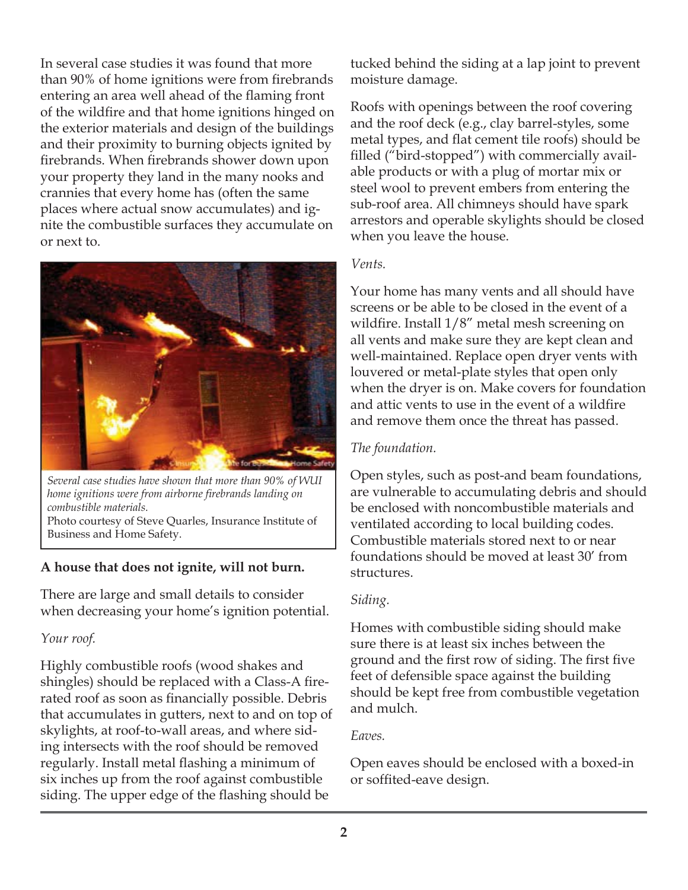In several case studies it was found that more than 90% of home ignitions were from firebrands entering an area well ahead of the flaming front of the wildfire and that home ignitions hinged on the exterior materials and design of the buildings and their proximity to burning objects ignited by firebrands. When firebrands shower down upon your property they land in the many nooks and crannies that every home has (often the same places where actual snow accumulates) and ignite the combustible surfaces they accumulate on or next to.

*Several case studies have shown that more than 90% of WUI home ignitions were from airborne firebrands landing on combustible materials.*
Photo courtesy of Steve Quarles, Insurance Institute of Business and Home Safety.

**A house that does not ignite, will not burn.**

There are large and small details to consider when decreasing your home's ignition potential.

*Your roof.*

Highly combustible roofs (wood shakes and shingles) should be replaced with a Class-A fire-rated roof as soon as financially possible. Debris that accumulates in gutters, next to and on top of skylights, at roof-to-wall areas, and where siding intersects with the roof should be removed regularly. Install metal flashing a minimum of six inches up from the roof against combustible siding. The upper edge of the flashing should be tucked behind the siding at a lap joint to prevent moisture damage.

Roofs with openings between the roof covering and the roof deck (e.g., clay barrel-styles, some metal types, and flat cement tile roofs) should be filled ("bird-stopped") with commercially available products or with a plug of mortar mix or steel wool to prevent embers from entering the sub-roof area. All chimneys should have spark arrestors and operable skylights should be closed when you leave the house.

*Vents.*

Your home has many vents and all should have screens or be able to be closed in the event of a wildfire. Install 1/8" metal mesh screening on all vents and make sure they are kept clean and well-maintained. Replace open dryer vents with louvered or metal-plate styles that open only when the dryer is on. Make covers for foundation and attic vents to use in the event of a wildfire and remove them once the threat has passed.

*The foundation.*

Open styles, such as post-and beam foundations, are vulnerable to accumulating debris and should be enclosed with noncombustible materials and ventilated according to local building codes. Combustible materials stored next to or near foundations should be moved at least 30' from structures.

*Siding.*

Homes with combustible siding should make sure there is at least six inches between the ground and the first row of siding. The first five feet of defensible space against the building should be kept free from combustible vegetation and mulch.

*Eaves.*

Open eaves should be enclosed with a boxed-in or soffited-eave design.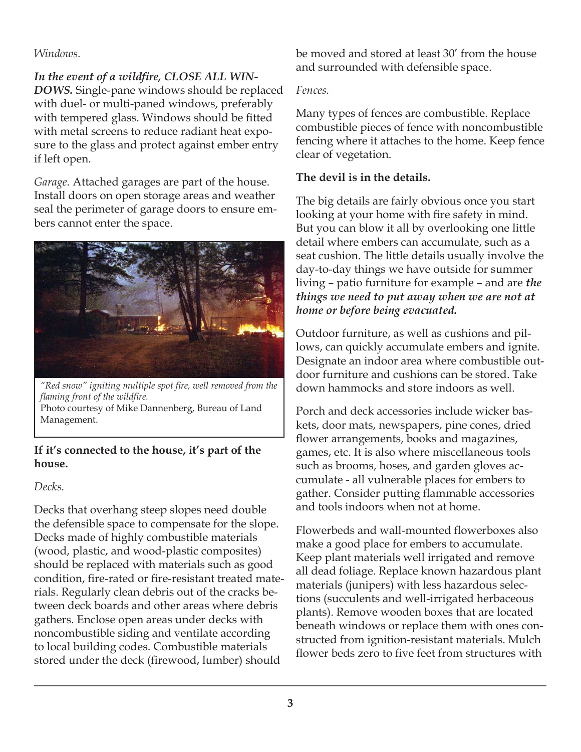*Windows.*

***In the event of a wildfire, CLOSE ALL WINDOWS.*** Single-pane windows should be replaced with duel- or multi-paned windows, preferably with tempered glass. Windows should be fitted with metal screens to reduce radiant heat exposure to the glass and protect against ember entry if left open.

*Garage.* Attached garages are part of the house. Install doors on open storage areas and weather seal the perimeter of garage doors to ensure embers cannot enter the space.

*"Red snow" igniting multiple spot fire, well removed from the flaming front of the wildfire.*
Photo courtesy of Mike Dannenberg, Bureau of Land Management.

**If it's connected to the house, it's part of the house.**

*Decks.*

Decks that overhang steep slopes need double the defensible space to compensate for the slope. Decks made of highly combustible materials (wood, plastic, and wood-plastic composites) should be replaced with materials such as good condition, fire-rated or fire-resistant treated materials. Regularly clean debris out of the cracks between deck boards and other areas where debris gathers. Enclose open areas under decks with noncombustible siding and ventilate according to local building codes. Combustible materials stored under the deck (firewood, lumber) should be moved and stored at least 30' from the house and surrounded with defensible space.

*Fences.*

Many types of fences are combustible. Replace combustible pieces of fence with noncombustible fencing where it attaches to the home. Keep fence clear of vegetation.

**The devil is in the details.**

The big details are fairly obvious once you start looking at your home with fire safety in mind. But you can blow it all by overlooking one little detail where embers can accumulate, such as a seat cushion. The little details usually involve the day-to-day things we have outside for summer living – patio furniture for example – and are ***the things we need to put away when we are not at home or before being evacuated.***

Outdoor furniture, as well as cushions and pillows, can quickly accumulate embers and ignite. Designate an indoor area where combustible outdoor furniture and cushions can be stored. Take down hammocks and store indoors as well.

Porch and deck accessories include wicker baskets, door mats, newspapers, pine cones, dried flower arrangements, books and magazines, games, etc. It is also where miscellaneous tools such as brooms, hoses, and garden gloves accumulate - all vulnerable places for embers to gather. Consider putting flammable accessories and tools indoors when not at home.

Flowerbeds and wall-mounted flowerboxes also make a good place for embers to accumulate. Keep plant materials well irrigated and remove all dead foliage. Replace known hazardous plant materials (junipers) with less hazardous selections (succulents and well-irrigated herbaceous plants). Remove wooden boxes that are located beneath windows or replace them with ones constructed from ignition-resistant materials. Mulch flower beds zero to five feet from structures with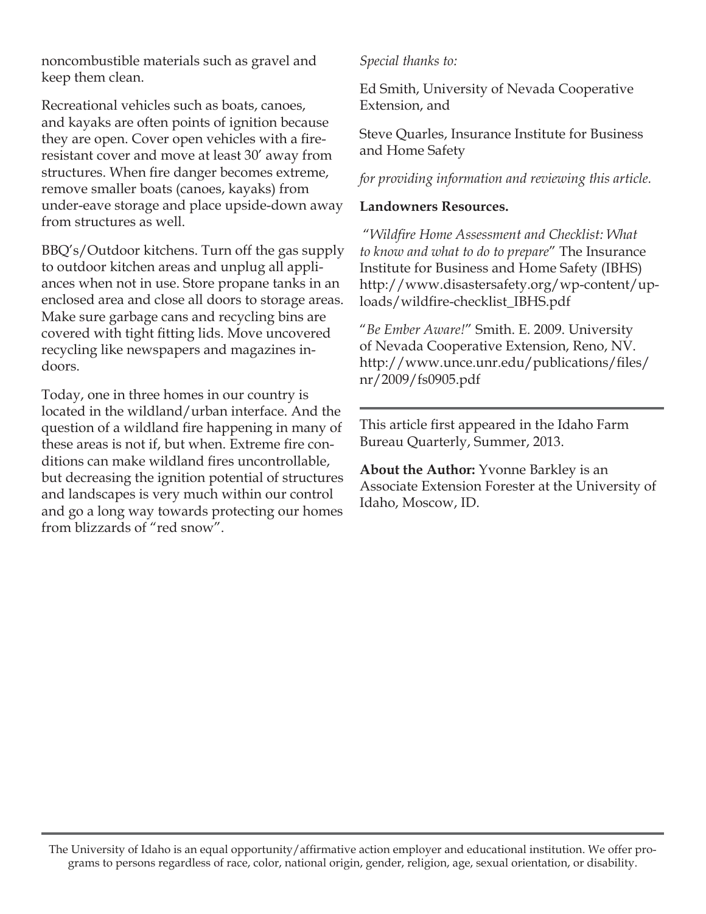noncombustible materials such as gravel and keep them clean.

Recreational vehicles such as boats, canoes, and kayaks are often points of ignition because they are open. Cover open vehicles with a fire-resistant cover and move at least 30' away from structures. When fire danger becomes extreme, remove smaller boats (canoes, kayaks) from under-eave storage and place upside-down away from structures as well.

BBQ's/Outdoor kitchens. Turn off the gas supply to outdoor kitchen areas and unplug all appliances when not in use. Store propane tanks in an enclosed area and close all doors to storage areas. Make sure garbage cans and recycling bins are covered with tight fitting lids. Move uncovered recycling like newspapers and magazines indoors.

Today, one in three homes in our country is located in the wildland/urban interface. And the question of a wildland fire happening in many of these areas is not if, but when. Extreme fire conditions can make wildland fires uncontrollable, but decreasing the ignition potential of structures and landscapes is very much within our control and go a long way towards protecting our homes from blizzards of "red snow".

*Special thanks to:*

Ed Smith, University of Nevada Cooperative Extension, and

Steve Quarles, Insurance Institute for Business and Home Safety

*for providing information and reviewing this article.*

**Landowners Resources.**

"*Wildfire Home Assessment and Checklist: What to know and what to do to prepare*" The Insurance Institute for Business and Home Safety (IBHS) http://www.disastersafety.org/wp-content/uploads/wildfire-checklist_IBHS.pdf

"*Be Ember Aware!*" Smith. E. 2009. University of Nevada Cooperative Extension, Reno, NV. http://www.unce.unr.edu/publications/files/nr/2009/fs0905.pdf

---

This article first appeared in the Idaho Farm Bureau Quarterly, Summer, 2013.

**About the Author:** Yvonne Barkley is an Associate Extension Forester at the University of Idaho, Moscow, ID.

---

The University of Idaho is an equal opportunity/affirmative action employer and educational institution. We offer programs to persons regardless of race, color, national origin, gender, religion, age, sexual orientation, or disability.